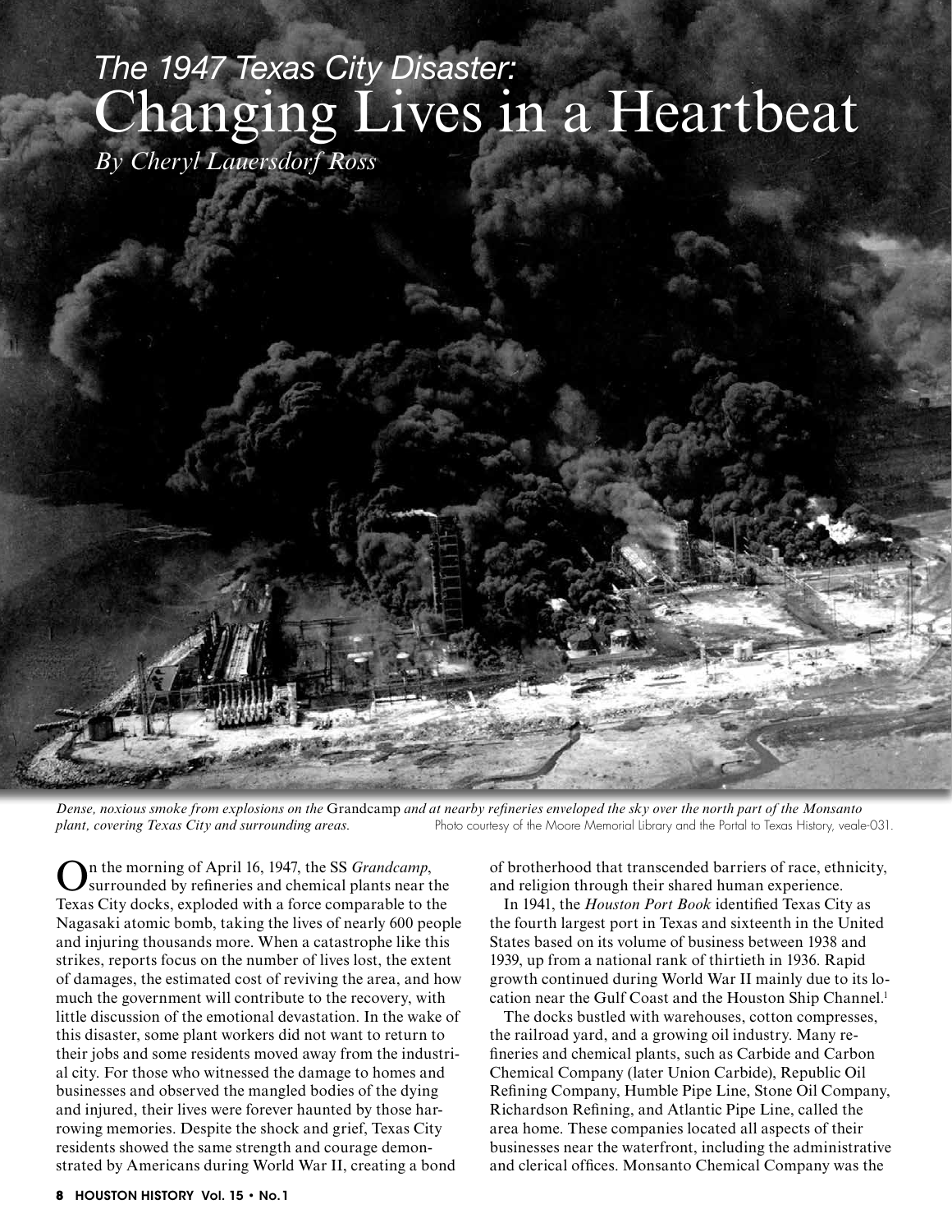# *The 1947 Texas City Disaster:* Changing Lives in a Heartbeat

*By Cheryl Lauersdorf Ross*

*Dense, noxious smoke from explosions on the* Grandcamp *and at nearby refineries enveloped the sky over the north part of the Monsanto plant, covering Texas City and surrounding areas.* Photo courtesy of the Moore Memorial Library and the Portal to Texas History, veale-031.

On the morning of April 16, 1947, the SS *Grandcamp*, surrounded by refineries and chemical plants near the Texas City docks, exploded with a force comparable to the Nagasaki atomic bomb, taking the lives of nearly 600 people and injuring thousands more. When a catastrophe like this strikes, reports focus on the number of lives lost, the extent of damages, the estimated cost of reviving the area, and how much the government will contribute to the recovery, with little discussion of the emotional devastation. In the wake of this disaster, some plant workers did not want to return to their jobs and some residents moved away from the industrial city. For those who witnessed the damage to homes and businesses and observed the mangled bodies of the dying and injured, their lives were forever haunted by those harrowing memories. Despite the shock and grief, Texas City residents showed the same strength and courage demonstrated by Americans during World War II, creating a bond of brotherhood that transcended barriers of race, ethnicity, and religion through their shared human experience.

In 1941, the *Houston Port Book* identified Texas City as the fourth largest port in Texas and sixteenth in the United States based on its volume of business between 1938 and 1939, up from a national rank of thirtieth in 1936. Rapid growth continued during World War II mainly due to its location near the Gulf Coast and the Houston Ship Channel.[1]

The docks bustled with warehouses, cotton compresses, the railroad yard, and a growing oil industry. Many refineries and chemical plants, such as Carbide and Carbon Chemical Company (later Union Carbide), Republic Oil Refining Company, Humble Pipe Line, Stone Oil Company, Richardson Refining, and Atlantic Pipe Line, called the area home. These companies located all aspects of their businesses near the waterfront, including the administrative and clerical offices. Monsanto Chemical Company was the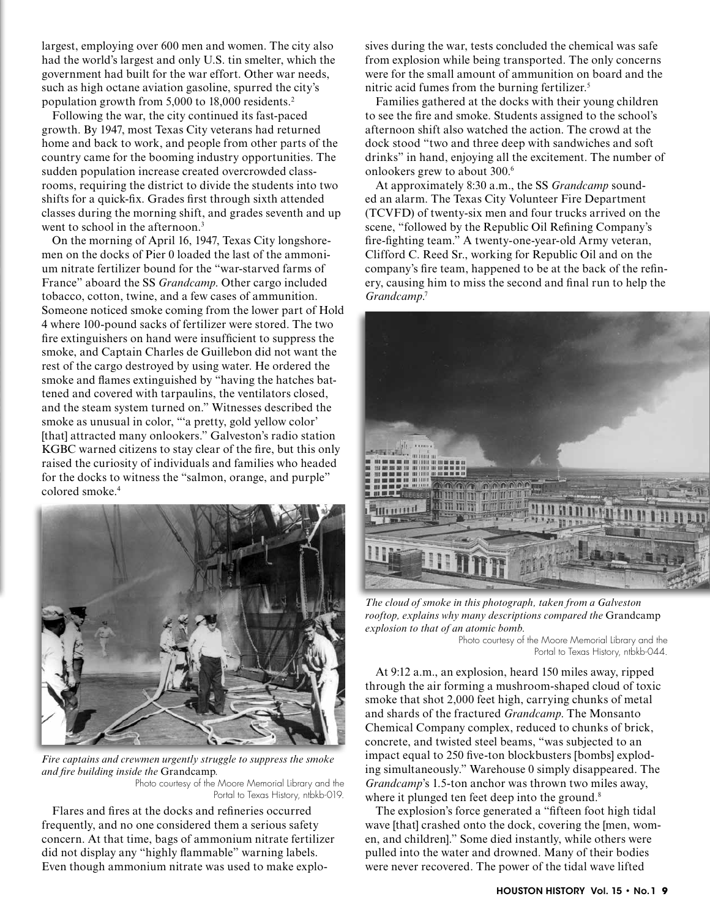largest, employing over 600 men and women. The city also had the world's largest and only U.S. tin smelter, which the government had built for the war effort. Other war needs, such as high octane aviation gasoline, spurred the city's population growth from 5,000 to 18,000 residents.[2]

Following the war, the city continued its fast-paced growth. By 1947, most Texas City veterans had returned home and back to work, and people from other parts of the country came for the booming industry opportunities. The sudden population increase created overcrowded classrooms, requiring the district to divide the students into two shifts for a quick-fix. Grades first through sixth attended classes during the morning shift, and grades seventh and up went to school in the afternoon.[3]

On the morning of April 16, 1947, Texas City longshoremen on the docks of Pier 0 loaded the last of the ammonium nitrate fertilizer bound for the "war-starved farms of France" aboard the SS *Grandcamp*. Other cargo included tobacco, cotton, twine, and a few cases of ammunition. Someone noticed smoke coming from the lower part of Hold 4 where 100-pound sacks of fertilizer were stored. The two fire extinguishers on hand were insufficient to suppress the smoke, and Captain Charles de Guillebon did not want the rest of the cargo destroyed by using water. He ordered the smoke and flames extinguished by "having the hatches battened and covered with tarpaulins, the ventilators closed, and the steam system turned on." Witnesses described the smoke as unusual in color, "'a pretty, gold yellow color' [that] attracted many onlookers." Galveston's radio station KGBC warned citizens to stay clear of the fire, but this only raised the curiosity of individuals and families who headed for the docks to witness the "salmon, orange, and purple" colored smoke.[4]

*Fire captains and crewmen urgently struggle to suppress the smoke and fire building inside the* Grandcamp.

Photo courtesy of the Moore Memorial Library and the Portal to Texas History, ntbkb-019.

Flares and fires at the docks and refineries occurred frequently, and no one considered them a serious safety concern. At that time, bags of ammonium nitrate fertilizer did not display any "highly flammable" warning labels. Even though ammonium nitrate was used to make explosives during the war, tests concluded the chemical was safe from explosion while being transported. The only concerns were for the small amount of ammunition on board and the nitric acid fumes from the burning fertilizer.[5]

Families gathered at the docks with their young children to see the fire and smoke. Students assigned to the school's afternoon shift also watched the action. The crowd at the dock stood "two and three deep with sandwiches and soft drinks" in hand, enjoying all the excitement. The number of onlookers grew to about 300.[6]

At approximately 8:30 a.m., the SS *Grandcamp* sounded an alarm. The Texas City Volunteer Fire Department (TCVFD) of twenty-six men and four trucks arrived on the scene, "followed by the Republic Oil Refining Company's fire-fighting team." A twenty-one-year-old Army veteran, Clifford C. Reed Sr., working for Republic Oil and on the company's fire team, happened to be at the back of the refinery, causing him to miss the second and final run to help the *Grandcamp*.[7]

*The cloud of smoke in this photograph, taken from a Galveston rooftop, explains why many descriptions compared the* Grandcamp *explosion to that of an atomic bomb.*

Photo courtesy of the Moore Memorial Library and the Portal to Texas History, ntbkb-044.

At 9:12 a.m., an explosion, heard 150 miles away, ripped through the air forming a mushroom-shaped cloud of toxic smoke that shot 2,000 feet high, carrying chunks of metal and shards of the fractured *Grandcamp*. The Monsanto Chemical Company complex, reduced to chunks of brick, concrete, and twisted steel beams, "was subjected to an impact equal to 250 five-ton blockbusters [bombs] exploding simultaneously." Warehouse 0 simply disappeared. The *Grandcamp*'s 1.5-ton anchor was thrown two miles away, where it plunged ten feet deep into the ground.[8]

The explosion's force generated a "fifteen foot high tidal wave [that] crashed onto the dock, covering the [men, women, and children]." Some died instantly, while others were pulled into the water and drowned. Many of their bodies were never recovered. The power of the tidal wave lifted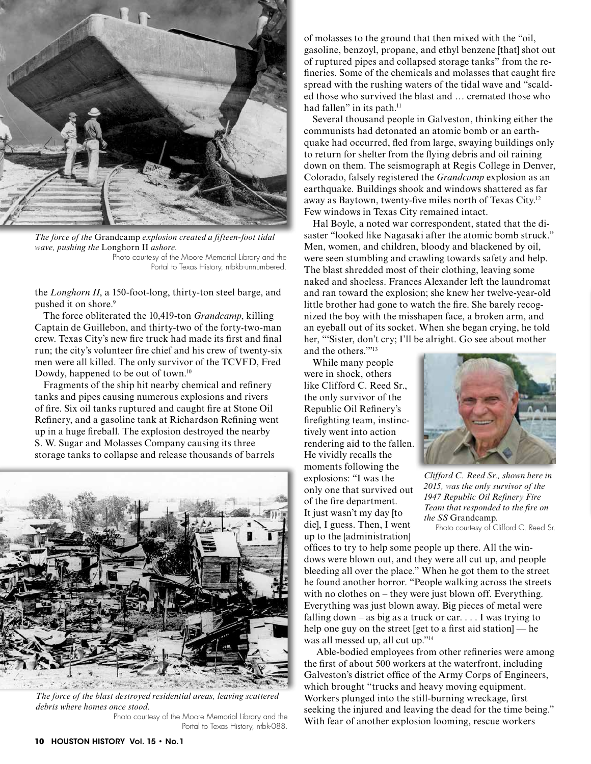*The force of the* Grandcamp *explosion created a fifteen-foot tidal wave, pushing the* Longhorn II *ashore.*

Photo courtesy of the Moore Memorial Library and the Portal to Texas History, ntbkb-unnumbered.

the *Longhorn II*, a 150-foot-long, thirty-ton steel barge, and pushed it on shore.[9]

The force obliterated the 10,419-ton *Grandcamp*, killing Captain de Guillebon, and thirty-two of the forty-two-man crew. Texas City's new fire truck had made its first and final run; the city's volunteer fire chief and his crew of twenty-six men were all killed. The only survivor of the TCVFD, Fred Dowdy, happened to be out of town.[10]

Fragments of the ship hit nearby chemical and refinery tanks and pipes causing numerous explosions and rivers of fire. Six oil tanks ruptured and caught fire at Stone Oil Refinery, and a gasoline tank at Richardson Refining went up in a huge fireball. The explosion destroyed the nearby S. W. Sugar and Molasses Company causing its three storage tanks to collapse and release thousands of barrels of molasses to the ground that then mixed with the "oil, gasoline, benzoyl, propane, and ethyl benzene [that] shot out of ruptured pipes and collapsed storage tanks" from the refineries. Some of the chemicals and molasses that caught fire spread with the rushing waters of the tidal wave and "scalded those who survived the blast and … cremated those who had fallen" in its path.[11]

*The force of the blast destroyed residential areas, leaving scattered debris where homes once stood.*

Photo courtesy of the Moore Memorial Library and the Portal to Texas History, ntbk-088.

Several thousand people in Galveston, thinking either the communists had detonated an atomic bomb or an earthquake had occurred, fled from large, swaying buildings only to return for shelter from the flying debris and oil raining down on them. The seismograph at Regis College in Denver, Colorado, falsely registered the *Grandcamp* explosion as an earthquake. Buildings shook and windows shattered as far away as Baytown, twenty-five miles north of Texas City.[12] Few windows in Texas City remained intact.

Hal Boyle, a noted war correspondent, stated that the disaster "looked like Nagasaki after the atomic bomb struck." Men, women, and children, bloody and blackened by oil, were seen stumbling and crawling towards safety and help. The blast shredded most of their clothing, leaving some naked and shoeless. Frances Alexander left the laundromat and ran toward the explosion; she knew her twelve-year-old little brother had gone to watch the fire. She barely recognized the boy with the misshapen face, a broken arm, and an eyeball out of its socket. When she began crying, he told her, "'Sister, don't cry; I'll be alright. Go see about mother and the others.'"[13]

While many people were in shock, others like Clifford C. Reed Sr., the only survivor of the Republic Oil Refinery's firefighting team, instinctively went into action rendering aid to the fallen. He vividly recalls the moments following the explosions: "I was the only one that survived out of the fire department. It just wasn't my day [to die], I guess. Then, I went up to the [administration] offices to try to help some people up there. All the windows were blown out, and they were all cut up, and people bleeding all over the place." When he got them to the street he found another horror. "People walking across the streets with no clothes on – they were just blown off. Everything. Everything was just blown away. Big pieces of metal were falling down – as big as a truck or car. . . . I was trying to help one guy on the street [get to a first aid station] — he was all messed up, all cut up."[14]

*Clifford C. Reed Sr., shown here in 2015, was the only survivor of the 1947 Republic Oil Refinery Fire Team that responded to the fire on the SS* Grandcamp.

Photo courtesy of Clifford C. Reed Sr.

Able-bodied employees from other refineries were among the first of about 500 workers at the waterfront, including Galveston's district office of the Army Corps of Engineers, which brought "trucks and heavy moving equipment. Workers plunged into the still-burning wreckage, first seeking the injured and leaving the dead for the time being." With fear of another explosion looming, rescue workers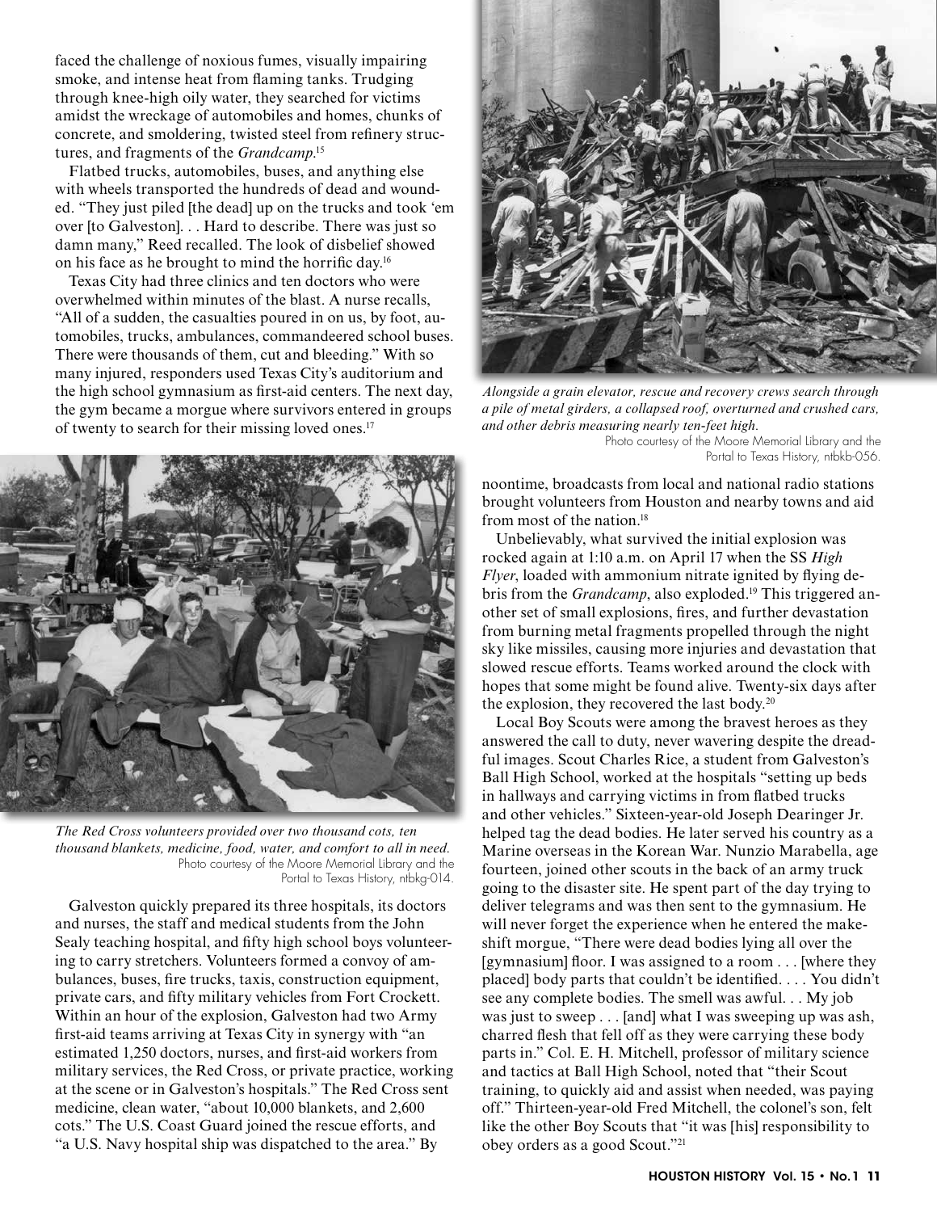faced the challenge of noxious fumes, visually impairing smoke, and intense heat from flaming tanks. Trudging through knee-high oily water, they searched for victims amidst the wreckage of automobiles and homes, chunks of concrete, and smoldering, twisted steel from refinery structures, and fragments of the *Grandcamp*.[15]

Flatbed trucks, automobiles, buses, and anything else with wheels transported the hundreds of dead and wounded. "They just piled [the dead] up on the trucks and took 'em over [to Galveston]. . . Hard to describe. There was just so damn many," Reed recalled. The look of disbelief showed on his face as he brought to mind the horrific day.[16]

Texas City had three clinics and ten doctors who were overwhelmed within minutes of the blast. A nurse recalls, "All of a sudden, the casualties poured in on us, by foot, automobiles, trucks, ambulances, commandeered school buses. There were thousands of them, cut and bleeding." With so many injured, responders used Texas City's auditorium and the high school gymnasium as first-aid centers. The next day, the gym became a morgue where survivors entered in groups of twenty to search for their missing loved ones.[17]

*The Red Cross volunteers provided over two thousand cots, ten thousand blankets, medicine, food, water, and comfort to all in need.*
Photo courtesy of the Moore Memorial Library and the Portal to Texas History, ntbkg-014.

Galveston quickly prepared its three hospitals, its doctors and nurses, the staff and medical students from the John Sealy teaching hospital, and fifty high school boys volunteering to carry stretchers. Volunteers formed a convoy of ambulances, buses, fire trucks, taxis, construction equipment, private cars, and fifty military vehicles from Fort Crockett. Within an hour of the explosion, Galveston had two Army first-aid teams arriving at Texas City in synergy with "an estimated 1,250 doctors, nurses, and first-aid workers from military services, the Red Cross, or private practice, working at the scene or in Galveston's hospitals." The Red Cross sent medicine, clean water, "about 10,000 blankets, and 2,600 cots." The U.S. Coast Guard joined the rescue efforts, and "a U.S. Navy hospital ship was dispatched to the area." By noontime, broadcasts from local and national radio stations brought volunteers from Houston and nearby towns and aid from most of the nation.[18]

*Alongside a grain elevator, rescue and recovery crews search through a pile of metal girders, a collapsed roof, overturned and crushed cars, and other debris measuring nearly ten-feet high.*
Photo courtesy of the Moore Memorial Library and the Portal to Texas History, ntbkb-056.

Unbelievably, what survived the initial explosion was rocked again at 1:10 a.m. on April 17 when the SS *High Flyer*, loaded with ammonium nitrate ignited by flying debris from the *Grandcamp*, also exploded.[19] This triggered another set of small explosions, fires, and further devastation from burning metal fragments propelled through the night sky like missiles, causing more injuries and devastation that slowed rescue efforts. Teams worked around the clock with hopes that some might be found alive. Twenty-six days after the explosion, they recovered the last body.[20]

Local Boy Scouts were among the bravest heroes as they answered the call to duty, never wavering despite the dreadful images. Scout Charles Rice, a student from Galveston's Ball High School, worked at the hospitals "setting up beds in hallways and carrying victims in from flatbed trucks and other vehicles." Sixteen-year-old Joseph Dearinger Jr. helped tag the dead bodies. He later served his country as a Marine overseas in the Korean War. Nunzio Marabella, age fourteen, joined other scouts in the back of an army truck going to the disaster site. He spent part of the day trying to deliver telegrams and was then sent to the gymnasium. He will never forget the experience when he entered the makeshift morgue, "There were dead bodies lying all over the [gymnasium] floor. I was assigned to a room . . . [where they placed] body parts that couldn't be identified. . . . You didn't see any complete bodies. The smell was awful. . . My job was just to sweep . . . [and] what I was sweeping up was ash, charred flesh that fell off as they were carrying these body parts in." Col. E. H. Mitchell, professor of military science and tactics at Ball High School, noted that "their Scout training, to quickly aid and assist when needed, was paying off." Thirteen-year-old Fred Mitchell, the colonel's son, felt like the other Boy Scouts that "it was [his] responsibility to obey orders as a good Scout."[21]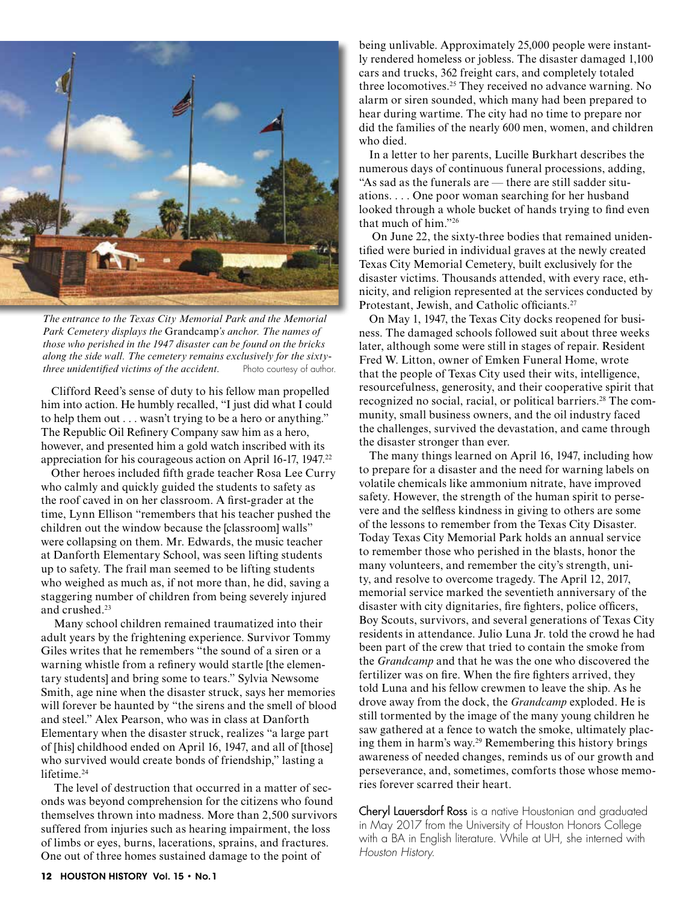*The entrance to the Texas City Memorial Park and the Memorial Park Cemetery displays the* Grandcamp*'s anchor. The names of those who perished in the 1947 disaster can be found on the bricks along the side wall. The cemetery remains exclusively for the sixty-three unidentified victims of the accident.* Photo courtesy of author.

Clifford Reed's sense of duty to his fellow man propelled him into action. He humbly recalled, "I just did what I could to help them out . . . wasn't trying to be a hero or anything." The Republic Oil Refinery Company saw him as a hero, however, and presented him a gold watch inscribed with its appreciation for his courageous action on April 16-17, 1947.[22]

Other heroes included fifth grade teacher Rosa Lee Curry who calmly and quickly guided the students to safety as the roof caved in on her classroom. A first-grader at the time, Lynn Ellison "remembers that his teacher pushed the children out the window because the [classroom] walls" were collapsing on them. Mr. Edwards, the music teacher at Danforth Elementary School, was seen lifting students up to safety. The frail man seemed to be lifting students who weighed as much as, if not more than, he did, saving a staggering number of children from being severely injured and crushed.[23]

Many school children remained traumatized into their adult years by the frightening experience. Survivor Tommy Giles writes that he remembers "the sound of a siren or a warning whistle from a refinery would startle [the elementary students] and bring some to tears." Sylvia Newsome Smith, age nine when the disaster struck, says her memories will forever be haunted by "the sirens and the smell of blood and steel." Alex Pearson, who was in class at Danforth Elementary when the disaster struck, realizes "a large part of [his] childhood ended on April 16, 1947, and all of [those] who survived would create bonds of friendship," lasting a lifetime.[24]

The level of destruction that occurred in a matter of seconds was beyond comprehension for the citizens who found themselves thrown into madness. More than 2,500 survivors suffered from injuries such as hearing impairment, the loss of limbs or eyes, burns, lacerations, sprains, and fractures. One out of three homes sustained damage to the point of being unlivable. Approximately 25,000 people were instantly rendered homeless or jobless. The disaster damaged 1,100 cars and trucks, 362 freight cars, and completely totaled three locomotives.[25] They received no advance warning. No alarm or siren sounded, which many had been prepared to hear during wartime. The city had no time to prepare nor did the families of the nearly 600 men, women, and children who died.

In a letter to her parents, Lucille Burkhart describes the numerous days of continuous funeral processions, adding, "As sad as the funerals are — there are still sadder situations. . . . One poor woman searching for her husband looked through a whole bucket of hands trying to find even that much of him."[26]

On June 22, the sixty-three bodies that remained unidentified were buried in individual graves at the newly created Texas City Memorial Cemetery, built exclusively for the disaster victims. Thousands attended, with every race, ethnicity, and religion represented at the services conducted by Protestant, Jewish, and Catholic officiants.[27]

On May 1, 1947, the Texas City docks reopened for business. The damaged schools followed suit about three weeks later, although some were still in stages of repair. Resident Fred W. Litton, owner of Emken Funeral Home, wrote that the people of Texas City used their wits, intelligence, resourcefulness, generosity, and their cooperative spirit that recognized no social, racial, or political barriers.[28] The community, small business owners, and the oil industry faced the challenges, survived the devastation, and came through the disaster stronger than ever.

The many things learned on April 16, 1947, including how to prepare for a disaster and the need for warning labels on volatile chemicals like ammonium nitrate, have improved safety. However, the strength of the human spirit to persevere and the selfless kindness in giving to others are some of the lessons to remember from the Texas City Disaster. Today Texas City Memorial Park holds an annual service to remember those who perished in the blasts, honor the many volunteers, and remember the city's strength, unity, and resolve to overcome tragedy. The April 12, 2017, memorial service marked the seventieth anniversary of the disaster with city dignitaries, fire fighters, police officers, Boy Scouts, survivors, and several generations of Texas City residents in attendance. Julio Luna Jr. told the crowd he had been part of the crew that tried to contain the smoke from the *Grandcamp* and that he was the one who discovered the fertilizer was on fire. When the fire fighters arrived, they told Luna and his fellow crewmen to leave the ship. As he drove away from the dock, the *Grandcamp* exploded. He is still tormented by the image of the many young children he saw gathered at a fence to watch the smoke, ultimately placing them in harm's way.[29] Remembering this history brings awareness of needed changes, reminds us of our growth and perseverance, and, sometimes, comforts those whose memories forever scarred their heart.

**Cheryl Lauersdorf Ross** is a native Houstonian and graduated in May 2017 from the University of Houston Honors College with a BA in English literature. While at UH, she interned with *Houston History*.